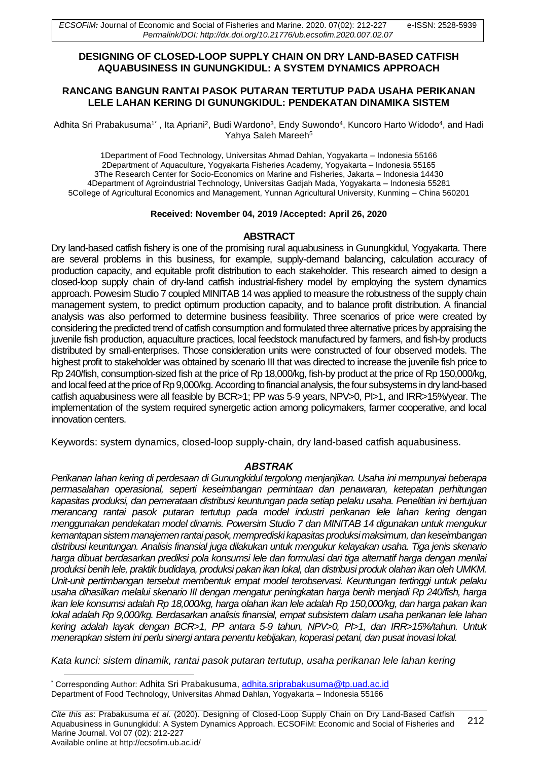# DESIGNING OF CLOSED-LOOP SUPPLY CHAIN ON DRY LAND-BASED CATFISH AQUABUSINESS IN GUNUNGKIDUL: A SYSTEM DYNAMICS APPROACH

## RANCANG BANGUN RANTAI PASOK PUTARAN TERTUTUP PADA USAHA PERIKANAN LELE LAHAN KERING DI GUNUNGKIDUL: PENDEKATAN DINAMIKA SISTEM

Adhita Sri Prabakusuma[1*], Ita Apriani[2], Budi Wardono[3], Endy Suwondo[4], Kuncoro Harto Widodo[4], and Hadi Yahya Saleh Mareeh[5]

1Department of Food Technology, Universitas Ahmad Dahlan, Yogyakarta – Indonesia 55166
2Department of Aquaculture, Yogyakarta Fisheries Academy, Yogyakarta – Indonesia 55165
3The Research Center for Socio-Economics on Marine and Fisheries, Jakarta – Indonesia 14430
4Department of Agroindustrial Technology, Universitas Gadjah Mada, Yogyakarta – Indonesia 55281
5College of Agricultural Economics and Management, Yunnan Agricultural University, Kunming – China 560201

**Received: November 04, 2019 /Accepted: April 26, 2020**

### ABSTRACT

Dry land-based catfish fishery is one of the promising rural aquabusiness in Gunungkidul, Yogyakarta. There are several problems in this business, for example, supply-demand balancing, calculation accuracy of production capacity, and equitable profit distribution to each stakeholder. This research aimed to design a closed-loop supply chain of dry-land catfish industrial-fishery model by employing the system dynamics approach. Powesim Studio 7 coupled MINITAB 14 was applied to measure the robustness of the supply chain management system, to predict optimum production capacity, and to balance profit distribution. A financial analysis was also performed to determine business feasibility. Three scenarios of price were created by considering the predicted trend of catfish consumption and formulated three alternative prices by appraising the juvenile fish production, aquaculture practices, local feedstock manufactured by farmers, and fish-by products distributed by small-enterprises. Those consideration units were constructed of four observed models. The highest profit to stakeholder was obtained by scenario III that was directed to increase the juvenile fish price to Rp 240/fish, consumption-sized fish at the price of Rp 18,000/kg, fish-by product at the price of Rp 150,000/kg, and local feed at the price of Rp 9,000/kg. According to financial analysis, the four subsystems in dry land-based catfish aquabusiness were all feasible by BCR>1; PP was 5-9 years, NPV>0, PI>1, and IRR>15%/year. The implementation of the system required synergetic action among policymakers, farmer cooperative, and local innovation centers.

Keywords: system dynamics, closed-loop supply-chain, dry land-based catfish aquabusiness.

### *ABSTRAK*

*Perikanan lahan kering di perdesaan di Gunungkidul tergolong menjanjikan. Usaha ini mempunyai beberapa permasalahan operasional, seperti keseimbangan permintaan dan penawaran, ketepatan perhitungan kapasitas produksi, dan pemerataan distribusi keuntungan pada setiap pelaku usaha. Penelitian ini bertujuan merancang rantai pasok putaran tertutup pada model industri perikanan lele lahan kering dengan menggunakan pendekatan model dinamis. Powersim Studio 7 dan MINITAB 14 digunakan untuk mengukur kemantapan sistem manajemen rantai pasok, memprediksi kapasitas produksi maksimum, dan keseimbangan distribusi keuntungan. Analisis finansial juga dilakukan untuk mengukur kelayakan usaha. Tiga jenis skenario harga dibuat berdasarkan prediksi pola konsumsi lele dan formulasi dari tiga alternatif harga dengan menilai produksi benih lele, praktik budidaya, produksi pakan ikan lokal, dan distribusi produk olahan ikan oleh UMKM. Unit-unit pertimbangan tersebut membentuk empat model terobservasi. Keuntungan tertinggi untuk pelaku usaha dihasilkan melalui skenario III dengan mengatur peningkatan harga benih menjadi Rp 240/fish, harga ikan lele konsumsi adalah Rp 18,000/kg, harga olahan ikan lele adalah Rp 150,000/kg, dan harga pakan ikan lokal adalah Rp 9,000/kg. Berdasarkan analisis finansial, empat subsistem dalam usaha perikanan lele lahan kering adalah layak dengan BCR>1, PP antara 5-9 tahun, NPV>0, PI>1, dan IRR>15%/tahun. Untuk menerapkan sistem ini perlu sinergi antara penentu kebijakan, koperasi petani, dan pusat inovasi lokal.*

*Kata kunci: sistem dinamik, rantai pasok putaran tertutup, usaha perikanan lele lahan kering*

---

[*] Corresponding Author: Adhita Sri Prabakusuma, adhita.sriprabakusuma@tp.uad.ac.id
Department of Food Technology, Universitas Ahmad Dahlan, Yogyakarta – Indonesia 55166

*Cite this as*: Prabakusuma *et al*. (2020). Designing of Closed-Loop Supply Chain on Dry Land-Based Catfish Aquabusiness in Gunungkidul: A System Dynamics Approach. ECSOFiM: Economic and Social of Fisheries and Marine Journal. Vol 07 (02): 212-227
Available online at http://ecsofim.ub.ac.id/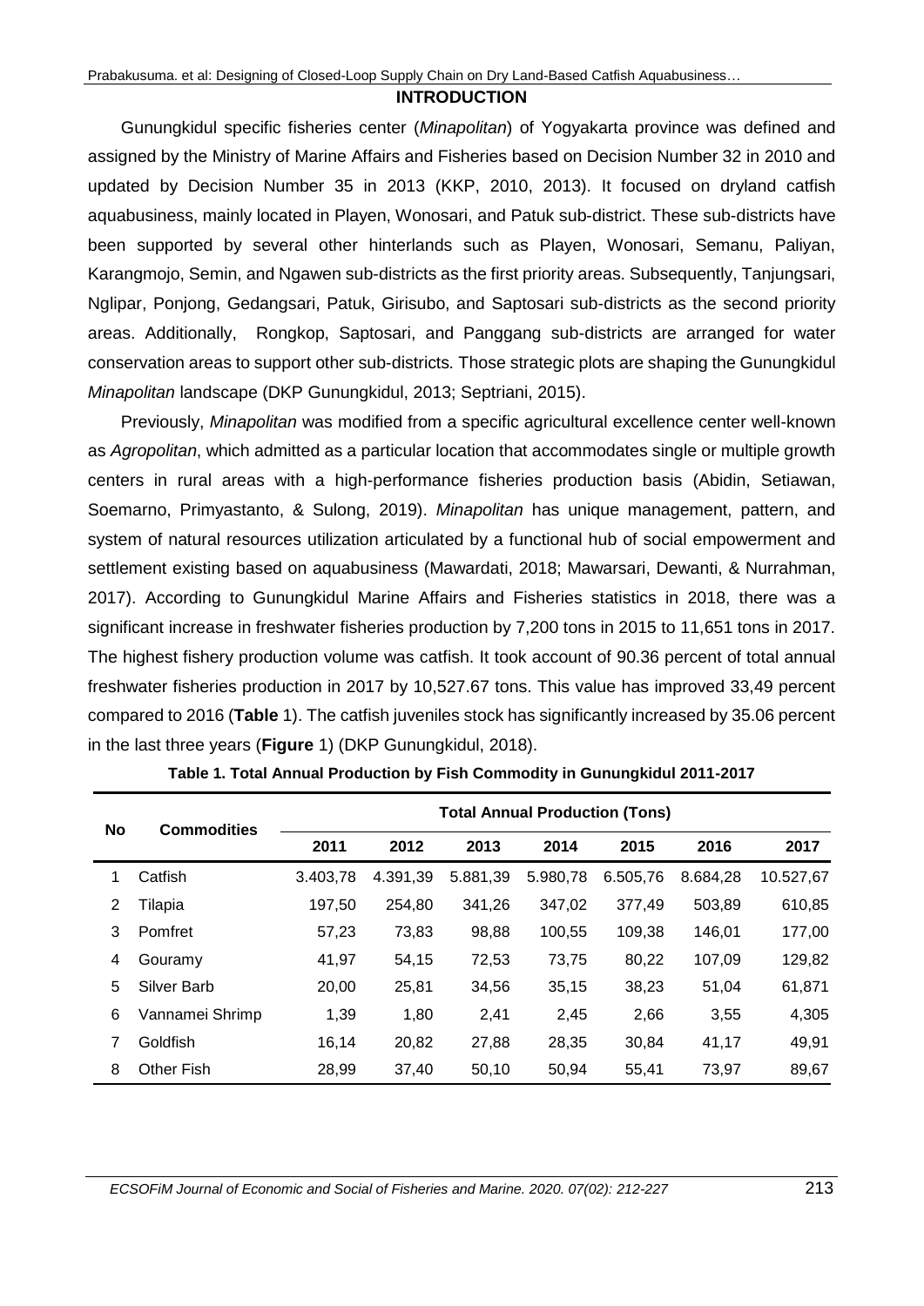## INTRODUCTION

Gunungkidul specific fisheries center (*Minapolitan*) of Yogyakarta province was defined and assigned by the Ministry of Marine Affairs and Fisheries based on Decision Number 32 in 2010 and updated by Decision Number 35 in 2013 (KKP, 2010, 2013). It focused on dryland catfish aquabusiness, mainly located in Playen, Wonosari, and Patuk sub-district. These sub-districts have been supported by several other hinterlands such as Playen, Wonosari, Semanu, Paliyan, Karangmojo, Semin, and Ngawen sub-districts as the first priority areas. Subsequently, Tanjungsari, Nglipar, Ponjong, Gedangsari, Patuk, Girisubo, and Saptosari sub-districts as the second priority areas. Additionally, Rongkop, Saptosari, and Panggang sub-districts are arranged for water conservation areas to support other sub-districts. Those strategic plots are shaping the Gunungkidul *Minapolitan* landscape (DKP Gunungkidul, 2013; Septriani, 2015).

Previously, *Minapolitan* was modified from a specific agricultural excellence center well-known as *Agropolitan*, which admitted as a particular location that accommodates single or multiple growth centers in rural areas with a high-performance fisheries production basis (Abidin, Setiawan, Soemarno, Primyastanto, & Sulong, 2019). *Minapolitan* has unique management, pattern, and system of natural resources utilization articulated by a functional hub of social empowerment and settlement existing based on aquabusiness (Mawardati, 2018; Mawarsari, Dewanti, & Nurrahman, 2017). According to Gunungkidul Marine Affairs and Fisheries statistics in 2018, there was a significant increase in freshwater fisheries production by 7,200 tons in 2015 to 11,651 tons in 2017. The highest fishery production volume was catfish. It took account of 90.36 percent of total annual freshwater fisheries production in 2017 by 10,527.67 tons. This value has improved 33,49 percent compared to 2016 (**Table** 1). The catfish juveniles stock has significantly increased by 35.06 percent in the last three years (**Figure** 1) (DKP Gunungkidul, 2018).

**Table 1. Total Annual Production by Fish Commodity in Gunungkidul 2011-2017**

| No | Commodities | Total Annual Production (Tons) | | | | | | |
|---|---|---|---|---|---|---|---|---|
| | | 2011 | 2012 | 2013 | 2014 | 2015 | 2016 | 2017 |
| 1 | Catfish | 3.403,78 | 4.391,39 | 5.881,39 | 5.980,78 | 6.505,76 | 8.684,28 | 10.527,67 |
| 2 | Tilapia | 197,50 | 254,80 | 341,26 | 347,02 | 377,49 | 503,89 | 610,85 |
| 3 | Pomfret | 57,23 | 73,83 | 98,88 | 100,55 | 109,38 | 146,01 | 177,00 |
| 4 | Gouramy | 41,97 | 54,15 | 72,53 | 73,75 | 80,22 | 107,09 | 129,82 |
| 5 | Silver Barb | 20,00 | 25,81 | 34,56 | 35,15 | 38,23 | 51,04 | 61,871 |
| 6 | Vannamei Shrimp | 1,39 | 1,80 | 2,41 | 2,45 | 2,66 | 3,55 | 4,305 |
| 7 | Goldfish | 16,14 | 20,82 | 27,88 | 28,35 | 30,84 | 41,17 | 49,91 |
| 8 | Other Fish | 28,99 | 37,40 | 50,10 | 50,94 | 55,41 | 73,97 | 89,67 |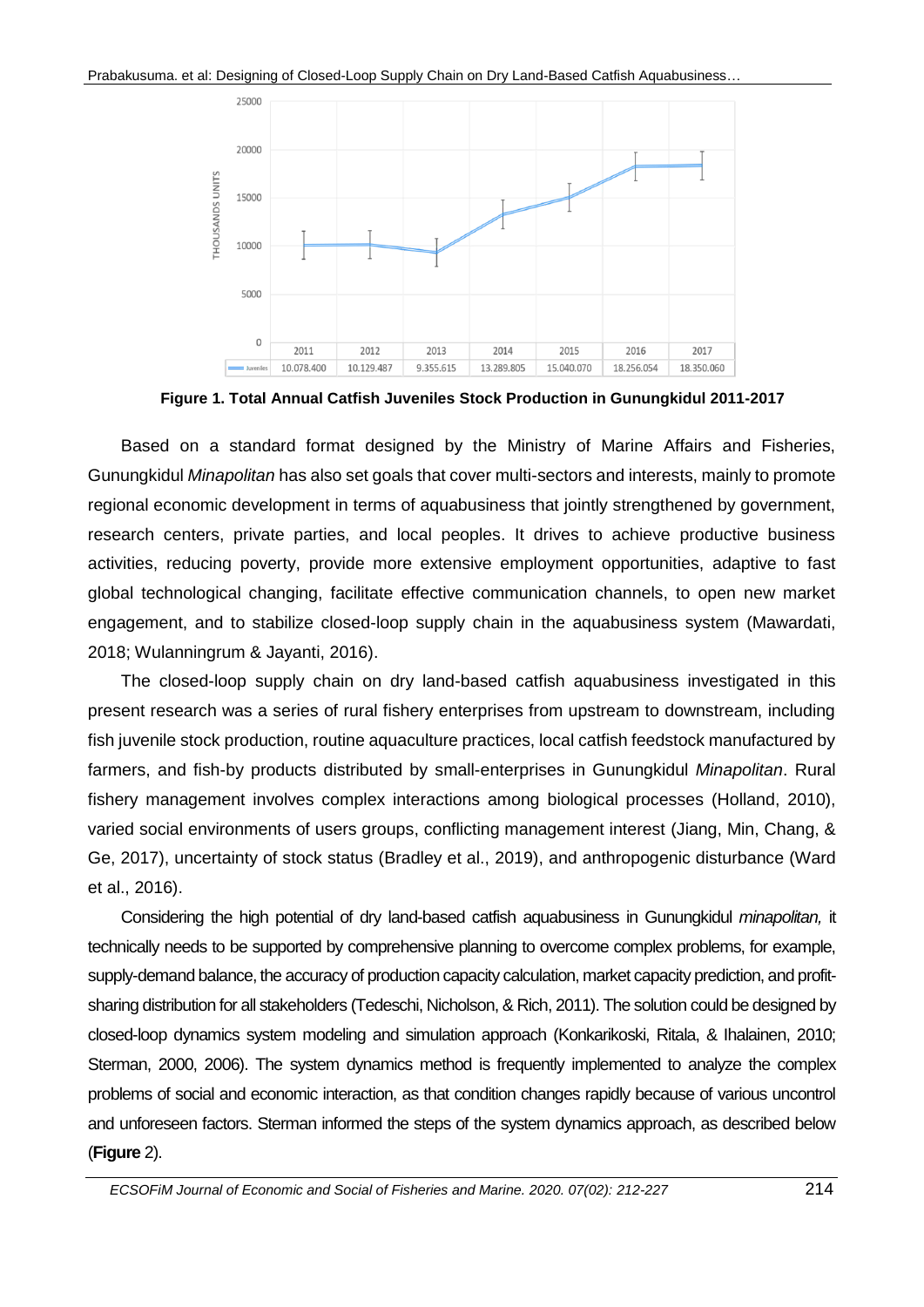| | 2011 | 2012 | 2013 | 2014 | 2015 | 2016 | 2017 |
|---|---|---|---|---|---|---|---|
| Juveniles | 10.078.400 | 10.129.487 | 9.355.615 | 13.289.805 | 15.040.070 | 18.256.054 | 18.350.060 |

**Figure 1. Total Annual Catfish Juveniles Stock Production in Gunungkidul 2011-2017**

Based on a standard format designed by the Ministry of Marine Affairs and Fisheries, Gunungkidul *Minapolitan* has also set goals that cover multi-sectors and interests, mainly to promote regional economic development in terms of aquabusiness that jointly strengthened by government, research centers, private parties, and local peoples. It drives to achieve productive business activities, reducing poverty, provide more extensive employment opportunities, adaptive to fast global technological changing, facilitate effective communication channels, to open new market engagement, and to stabilize closed-loop supply chain in the aquabusiness system (Mawardati, 2018; Wulanningrum & Jayanti, 2016).

The closed-loop supply chain on dry land-based catfish aquabusiness investigated in this present research was a series of rural fishery enterprises from upstream to downstream, including fish juvenile stock production, routine aquaculture practices, local catfish feedstock manufactured by farmers, and fish-by products distributed by small-enterprises in Gunungkidul *Minapolitan*. Rural fishery management involves complex interactions among biological processes (Holland, 2010), varied social environments of users groups, conflicting management interest (Jiang, Min, Chang, & Ge, 2017), uncertainty of stock status (Bradley et al., 2019), and anthropogenic disturbance (Ward et al., 2016).

Considering the high potential of dry land-based catfish aquabusiness in Gunungkidul *minapolitan,* it technically needs to be supported by comprehensive planning to overcome complex problems, for example, supply-demand balance, the accuracy of production capacity calculation, market capacity prediction, and profit-sharing distribution for all stakeholders (Tedeschi, Nicholson, & Rich, 2011). The solution could be designed by closed-loop dynamics system modeling and simulation approach (Konkarikoski, Ritala, & Ihalainen, 2010; Sterman, 2000, 2006). The system dynamics method is frequently implemented to analyze the complex problems of social and economic interaction, as that condition changes rapidly because of various uncontrol and unforeseen factors. Sterman informed the steps of the system dynamics approach, as described below (**Figure** 2).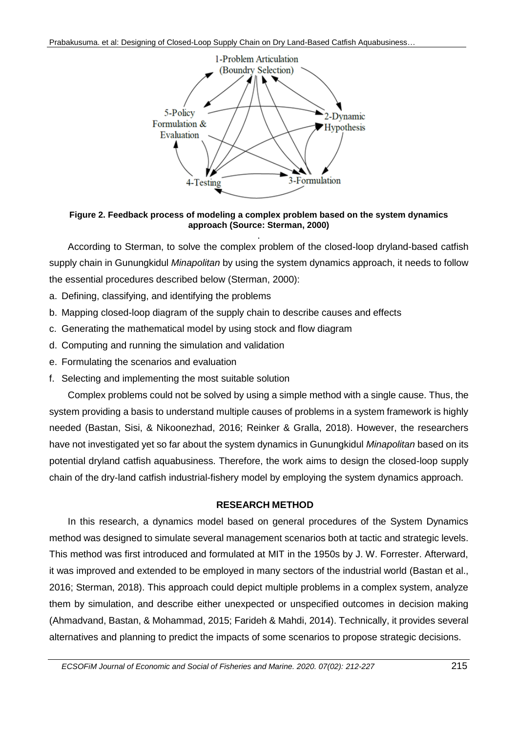**Figure 2. Feedback process of modeling a complex problem based on the system dynamics approach (Source: Sterman, 2000)**

According to Sterman, to solve the complex problem of the closed-loop dryland-based catfish supply chain in Gunungkidul *Minapolitan* by using the system dynamics approach, it needs to follow the essential procedures described below (Sterman, 2000):

a. Defining, classifying, and identifying the problems
b. Mapping closed-loop diagram of the supply chain to describe causes and effects
c. Generating the mathematical model by using stock and flow diagram
d. Computing and running the simulation and validation
e. Formulating the scenarios and evaluation
f. Selecting and implementing the most suitable solution

Complex problems could not be solved by using a simple method with a single cause. Thus, the system providing a basis to understand multiple causes of problems in a system framework is highly needed (Bastan, Sisi, & Nikoonezhad, 2016; Reinker & Gralla, 2018). However, the researchers have not investigated yet so far about the system dynamics in Gunungkidul *Minapolitan* based on its potential dryland catfish aquabusiness. Therefore, the work aims to design the closed-loop supply chain of the dry-land catfish industrial-fishery model by employing the system dynamics approach.

## RESEARCH METHOD

In this research, a dynamics model based on general procedures of the System Dynamics method was designed to simulate several management scenarios both at tactic and strategic levels. This method was first introduced and formulated at MIT in the 1950s by J. W. Forrester. Afterward, it was improved and extended to be employed in many sectors of the industrial world (Bastan et al., 2016; Sterman, 2018). This approach could depict multiple problems in a complex system, analyze them by simulation, and describe either unexpected or unspecified outcomes in decision making (Ahmadvand, Bastan, & Mohammad, 2015; Farideh & Mahdi, 2014). Technically, it provides several alternatives and planning to predict the impacts of some scenarios to propose strategic decisions.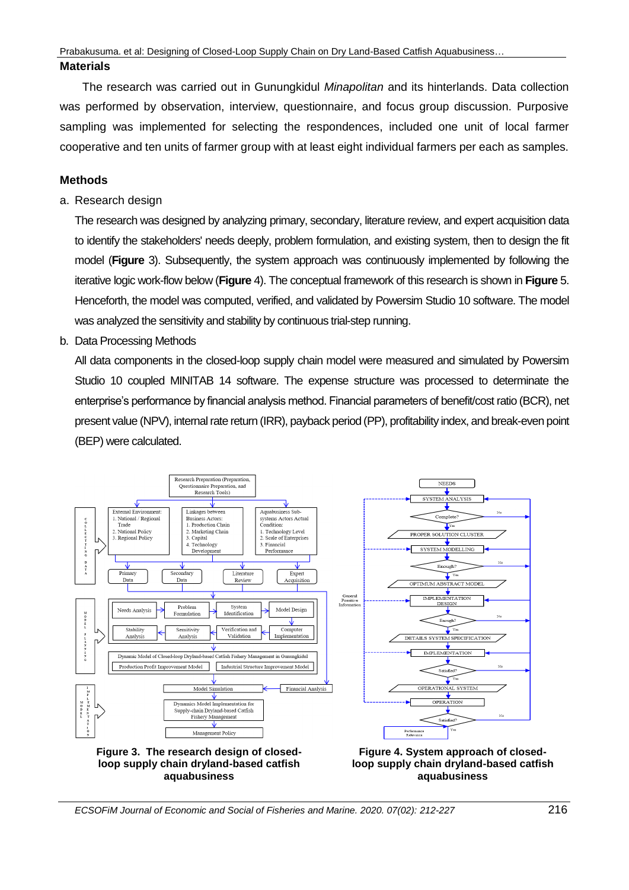## Materials

The research was carried out in Gunungkidul *Minapolitan* and its hinterlands. Data collection was performed by observation, interview, questionnaire, and focus group discussion. Purposive sampling was implemented for selecting the respondences, included one unit of local farmer cooperative and ten units of farmer group with at least eight individual farmers per each as samples.

## Methods

a. Research design

The research was designed by analyzing primary, secondary, literature review, and expert acquisition data to identify the stakeholders' needs deeply, problem formulation, and existing system, then to design the fit model (**Figure** 3). Subsequently, the system approach was continuously implemented by following the iterative logic work-flow below (**Figure** 4). The conceptual framework of this research is shown in **Figure** 5. Henceforth, the model was computed, verified, and validated by Powersim Studio 10 software. The model was analyzed the sensitivity and stability by continuous trial-step running.

b. Data Processing Methods

All data components in the closed-loop supply chain model were measured and simulated by Powersim Studio 10 coupled MINITAB 14 software. The expense structure was processed to determinate the enterprise's performance by financial analysis method. Financial parameters of benefit/cost ratio (BCR), net present value (NPV), internal rate return (IRR), payback period (PP), profitability index, and break-even point (BEP) were calculated.

**Figure 3. The research design of closed-loop supply chain dryland-based catfish aquabusiness**

**Figure 4. System approach of closed-loop supply chain dryland-based catfish aquabusiness**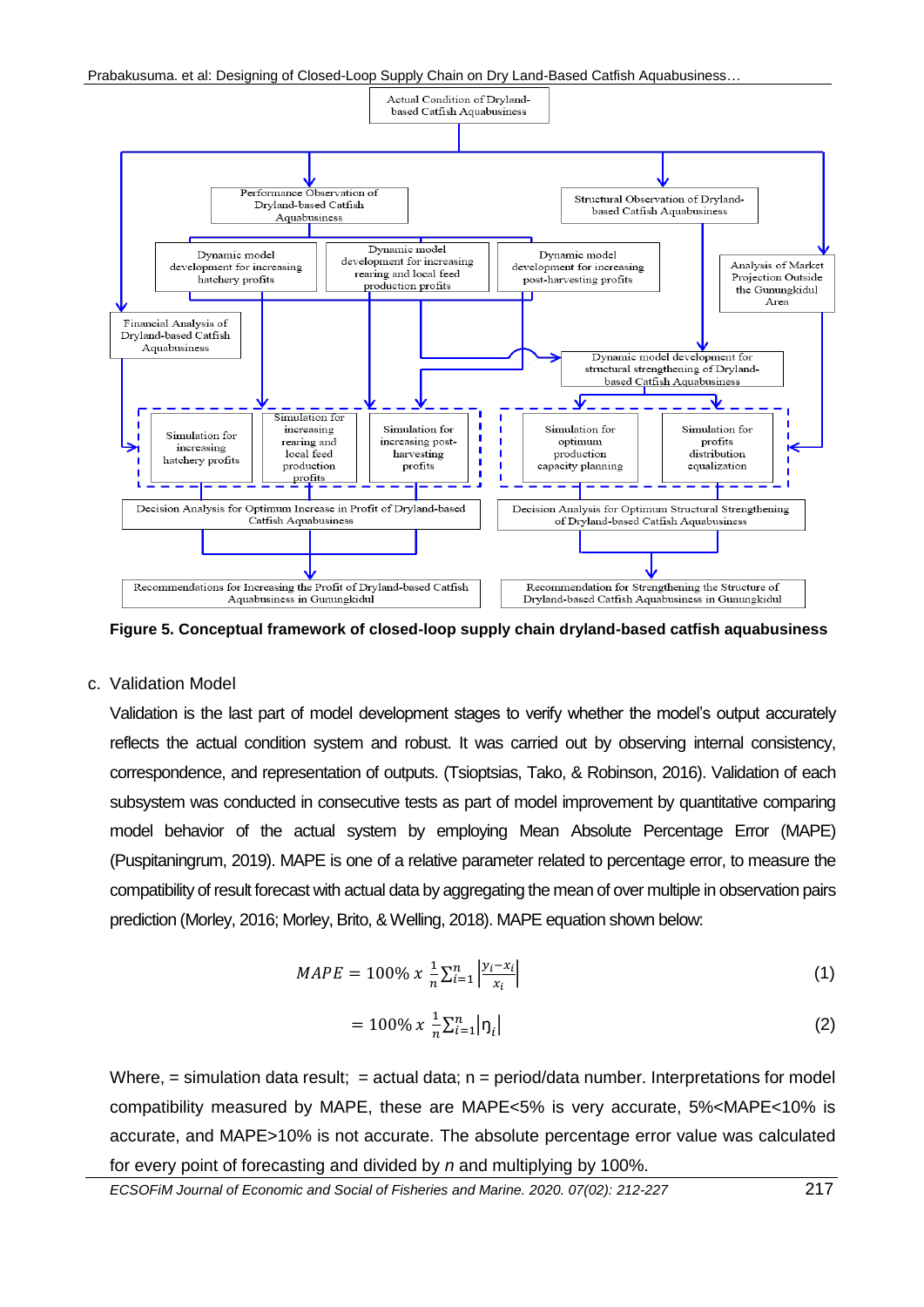**Figure 5. Conceptual framework of closed-loop supply chain dryland-based catfish aquabusiness**

c. Validation Model

Validation is the last part of model development stages to verify whether the model's output accurately reflects the actual condition system and robust. It was carried out by observing internal consistency, correspondence, and representation of outputs. (Tsioptsias, Tako, & Robinson, 2016). Validation of each subsystem was conducted in consecutive tests as part of model improvement by quantitative comparing model behavior of the actual system by employing Mean Absolute Percentage Error (MAPE) (Puspitaningrum, 2019). MAPE is one of a relative parameter related to percentage error, to measure the compatibility of result forecast with actual data by aggregating the mean of over multiple in observation pairs prediction (Morley, 2016; Morley, Brito, & Welling, 2018). MAPE equation shown below:

$$MAPE = 100\% \ x \ \frac{1}{n}\sum_{i=1}^{n}\left|\frac{y_i - x_i}{x_i}\right| \tag{1}$$

$$= 100\% \ x \ \frac{1}{n}\sum_{i=1}^{n}\left|\eta_i\right| \tag{2}$$

Where, = simulation data result; = actual data; n = period/data number. Interpretations for model compatibility measured by MAPE, these are MAPE<5% is very accurate, 5%<MAPE<10% is accurate, and MAPE>10% is not accurate. The absolute percentage error value was calculated for every point of forecasting and divided by *n* and multiplying by 100%.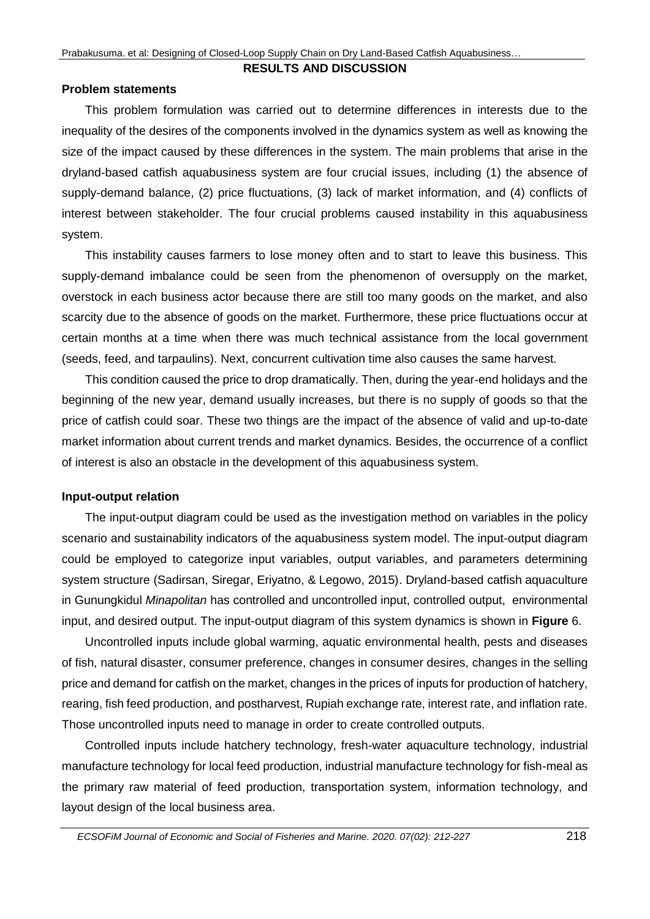## RESULTS AND DISCUSSION

### Problem statements

This problem formulation was carried out to determine differences in interests due to the inequality of the desires of the components involved in the dynamics system as well as knowing the size of the impact caused by these differences in the system. The main problems that arise in the dryland-based catfish aquabusiness system are four crucial issues, including (1) the absence of supply-demand balance, (2) price fluctuations, (3) lack of market information, and (4) conflicts of interest between stakeholder. The four crucial problems caused instability in this aquabusiness system.

This instability causes farmers to lose money often and to start to leave this business. This supply-demand imbalance could be seen from the phenomenon of oversupply on the market, overstock in each business actor because there are still too many goods on the market, and also scarcity due to the absence of goods on the market. Furthermore, these price fluctuations occur at certain months at a time when there was much technical assistance from the local government (seeds, feed, and tarpaulins). Next, concurrent cultivation time also causes the same harvest.

This condition caused the price to drop dramatically. Then, during the year-end holidays and the beginning of the new year, demand usually increases, but there is no supply of goods so that the price of catfish could soar. These two things are the impact of the absence of valid and up-to-date market information about current trends and market dynamics. Besides, the occurrence of a conflict of interest is also an obstacle in the development of this aquabusiness system.

### Input-output relation

The input-output diagram could be used as the investigation method on variables in the policy scenario and sustainability indicators of the aquabusiness system model. The input-output diagram could be employed to categorize input variables, output variables, and parameters determining system structure (Sadirsan, Siregar, Eriyatno, & Legowo, 2015). Dryland-based catfish aquaculture in Gunungkidul *Minapolitan* has controlled and uncontrolled input, controlled output, environmental input, and desired output. The input-output diagram of this system dynamics is shown in **Figure** 6.

Uncontrolled inputs include global warming, aquatic environmental health, pests and diseases of fish, natural disaster, consumer preference, changes in consumer desires, changes in the selling price and demand for catfish on the market, changes in the prices of inputs for production of hatchery, rearing, fish feed production, and postharvest, Rupiah exchange rate, interest rate, and inflation rate. Those uncontrolled inputs need to manage in order to create controlled outputs.

Controlled inputs include hatchery technology, fresh-water aquaculture technology, industrial manufacture technology for local feed production, industrial manufacture technology for fish-meal as the primary raw material of feed production, transportation system, information technology, and layout design of the local business area.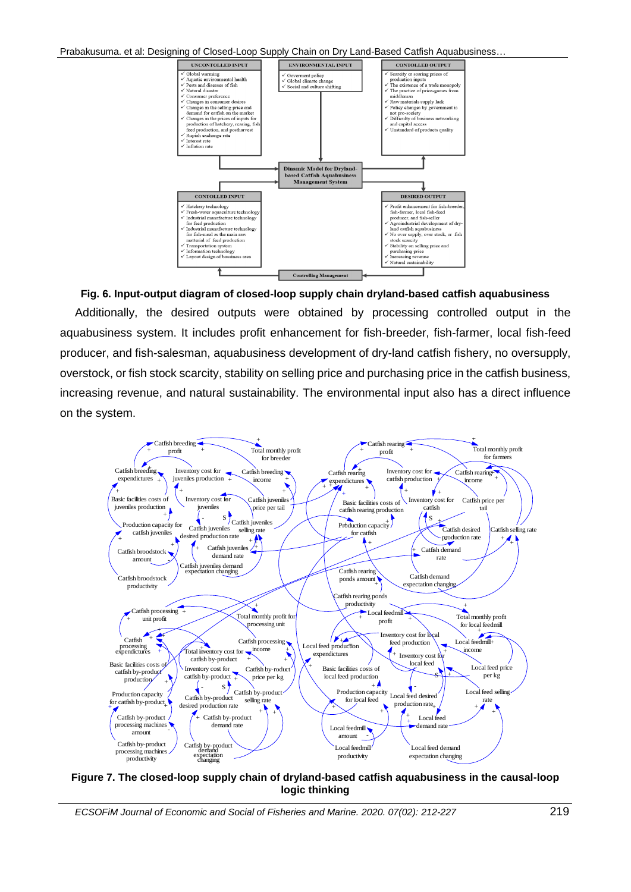| UNCONTOLLED INPUT | ENVIRONMENTAL INPUT | CONTOLLED OUTPUT |
| --- | --- | --- |
| ✓ Global warming<br>✓ Aquatic environmental health<br>✓ Pests and diseases of fish<br>✓ Natural disaster<br>✓ Consumer preference<br>✓ Changes in consumer desires<br>✓ Changes in the selling price and demand for catfish on the market<br>✓ Changes in the prices of inputs for production of hatchery, rearing, fish feed production, and postharvest<br>✓ Rupiah exchange rate<br>✓ Interest rate<br>✓ Inflation rate | ✓ Goverment policy<br>✓ Global climate change<br>✓ Social and culture shifting | ✓ Scarcity or soaring prices of production inputs<br>✓ The existence of a trade monopoly<br>✓ The practice of price-games from middleman<br>✓ Raw materials supply lack<br>✓ Policy changes by government is not pro-society<br>✓ Difficulty of business networking and capital access<br>✓ Unstandard of products quality |

**Dinamic Model for Dryland-based Catfish Aquabusiness Management System**

| CONTOLLED INPUT | DESIRED OUTPUT |
| --- | --- |
| ✓ Hatchery technology<br>✓ Fresh-water aquaculture technology<br>✓ Industrial manufacture technology for feed production<br>✓ Industrial manufacture technology for fish-meal as the main raw material of feed production<br>✓ Transportation system<br>✓ Information technology<br>✓ Layout design of bussiness area | ✓ Profit enhancement for fish-breeder, fish-farmer, local fish-feed producer, and fish-seller<br>✓ Agroindustrial development of dry-land catfish aquabusiness<br>✓ No over supply, over stock, or fish stock scarcity<br>✓ Stability on selling price and purchasing price<br>✓ Increasing revenue<br>✓ Natural sustainability |

**Controlling Management**

**Fig. 6. Input-output diagram of closed-loop supply chain dryland-based catfish aquabusiness**

Additionally, the desired outputs were obtained by processing controlled output in the aquabusiness system. It includes profit enhancement for fish-breeder, fish-farmer, local fish-feed producer, and fish-salesman, aquabusiness development of dry-land catfish fishery, no oversupply, overstock, or fish stock scarcity, stability on selling price and purchasing price in the catfish business, increasing revenue, and natural sustainability. The environmental input also has a direct influence on the system.

**Figure 7. The closed-loop supply chain of dryland-based catfish aquabusiness in the causal-loop logic thinking**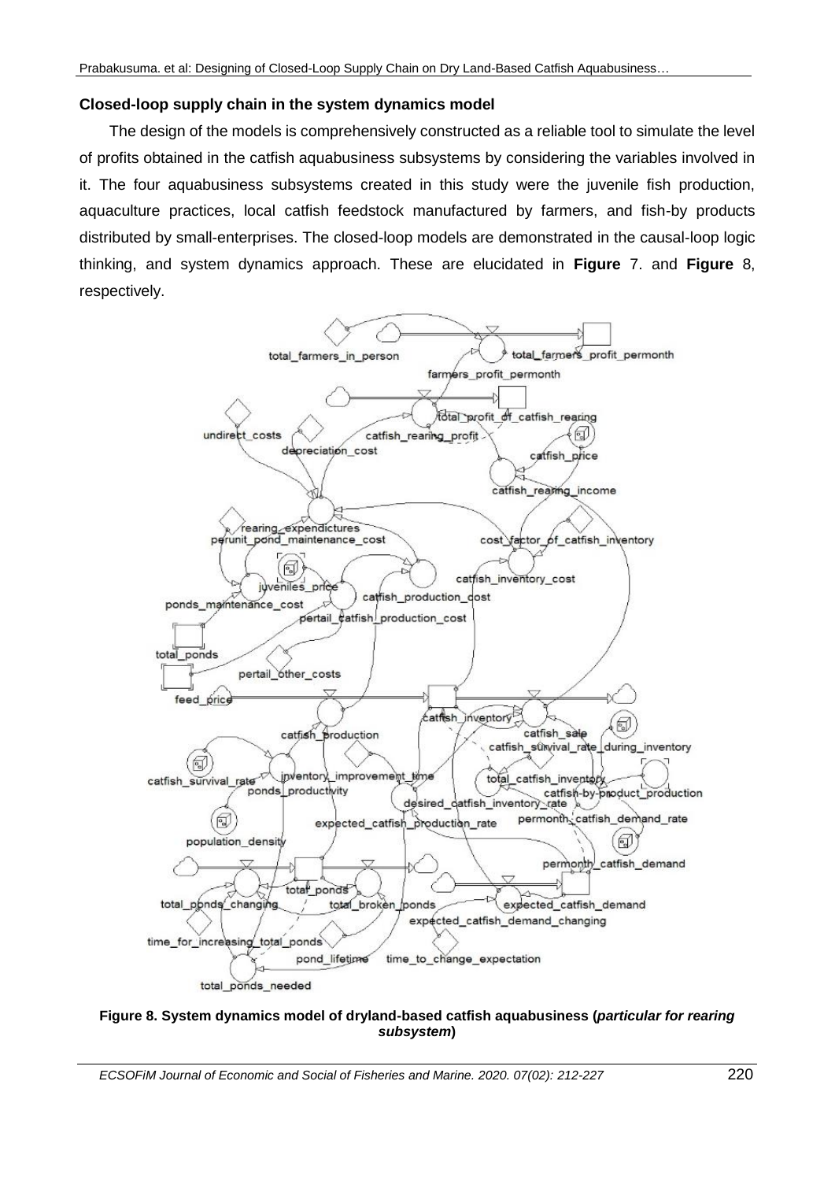**Closed-loop supply chain in the system dynamics model**

The design of the models is comprehensively constructed as a reliable tool to simulate the level of profits obtained in the catfish aquabusiness subsystems by considering the variables involved in it. The four aquabusiness subsystems created in this study were the juvenile fish production, aquaculture practices, local catfish feedstock manufactured by farmers, and fish-by products distributed by small-enterprises. The closed-loop models are demonstrated in the causal-loop logic thinking, and system dynamics approach. These are elucidated in **Figure** 7. and **Figure** 8, respectively.

**Figure 8. System dynamics model of dryland-based catfish aquabusiness (*particular for rearing subsystem*)**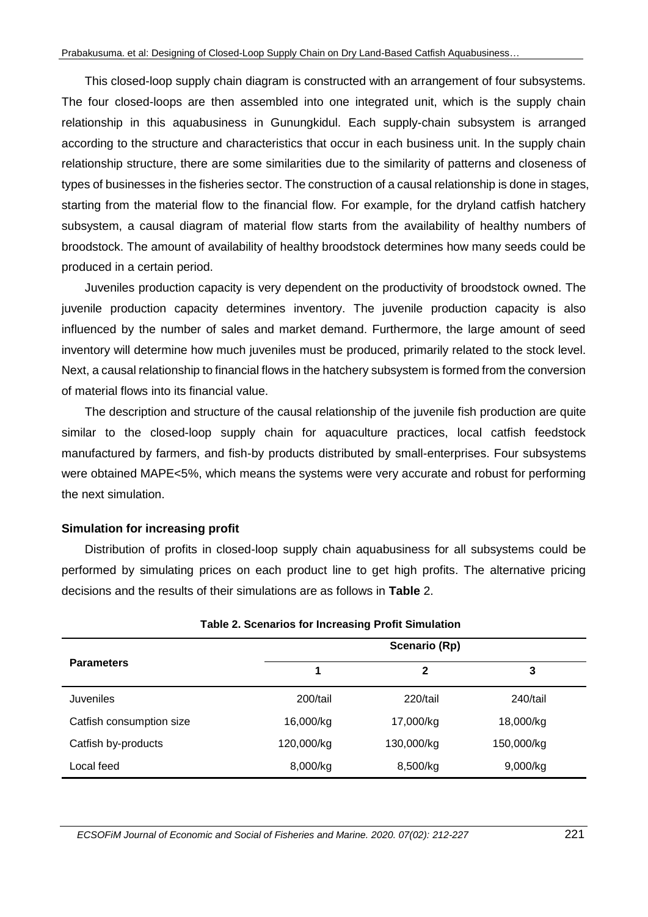This closed-loop supply chain diagram is constructed with an arrangement of four subsystems. The four closed-loops are then assembled into one integrated unit, which is the supply chain relationship in this aquabusiness in Gunungkidul. Each supply-chain subsystem is arranged according to the structure and characteristics that occur in each business unit. In the supply chain relationship structure, there are some similarities due to the similarity of patterns and closeness of types of businesses in the fisheries sector. The construction of a causal relationship is done in stages, starting from the material flow to the financial flow. For example, for the dryland catfish hatchery subsystem, a causal diagram of material flow starts from the availability of healthy numbers of broodstock. The amount of availability of healthy broodstock determines how many seeds could be produced in a certain period.

Juveniles production capacity is very dependent on the productivity of broodstock owned. The juvenile production capacity determines inventory. The juvenile production capacity is also influenced by the number of sales and market demand. Furthermore, the large amount of seed inventory will determine how much juveniles must be produced, primarily related to the stock level. Next, a causal relationship to financial flows in the hatchery subsystem is formed from the conversion of material flows into its financial value.

The description and structure of the causal relationship of the juvenile fish production are quite similar to the closed-loop supply chain for aquaculture practices, local catfish feedstock manufactured by farmers, and fish-by products distributed by small-enterprises. Four subsystems were obtained MAPE<5%, which means the systems were very accurate and robust for performing the next simulation.

### Simulation for increasing profit

Distribution of profits in closed-loop supply chain aquabusiness for all subsystems could be performed by simulating prices on each product line to get high profits. The alternative pricing decisions and the results of their simulations are as follows in **Table** 2.

**Table 2. Scenarios for Increasing Profit Simulation**

| Parameters | Scenario (Rp) | | |
|---|---|---|---|
| | 1 | 2 | 3 |
| Juveniles | 200/tail | 220/tail | 240/tail |
| Catfish consumption size | 16,000/kg | 17,000/kg | 18,000/kg |
| Catfish by-products | 120,000/kg | 130,000/kg | 150,000/kg |
| Local feed | 8,000/kg | 8,500/kg | 9,000/kg |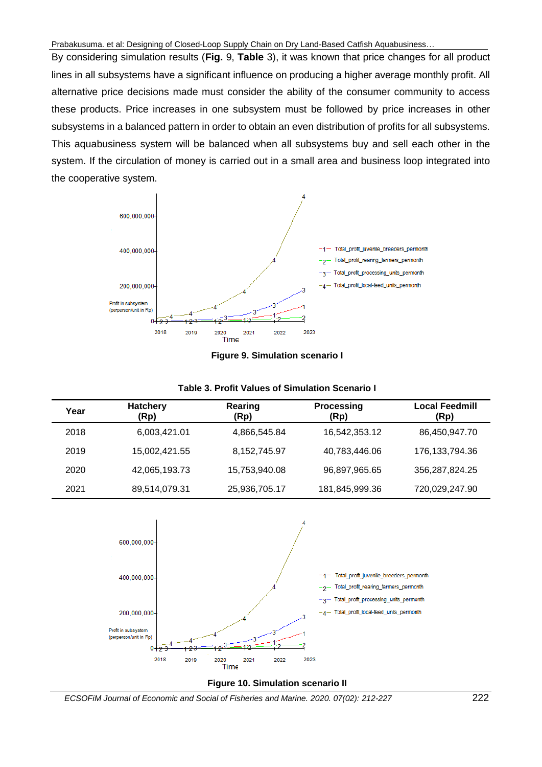By considering simulation results (**Fig.** 9, **Table** 3), it was known that price changes for all product lines in all subsystems have a significant influence on producing a higher average monthly profit. All alternative price decisions made must consider the ability of the consumer community to access these products. Price increases in one subsystem must be followed by price increases in other subsystems in a balanced pattern in order to obtain an even distribution of profits for all subsystems. This aquabusiness system will be balanced when all subsystems buy and sell each other in the system. If the circulation of money is carried out in a small area and business loop integrated into the cooperative system.

**Figure 9. Simulation scenario I**

**Table 3. Profit Values of Simulation Scenario I**

| Year | Hatchery (Rp) | Rearing (Rp) | Processing (Rp) | Local Feedmill (Rp) |
|---|---|---|---|---|
| 2018 | 6,003,421.01 | 4,866,545.84 | 16,542,353.12 | 86,450,947.70 |
| 2019 | 15,002,421.55 | 8,152,745.97 | 40,783,446.06 | 176,133,794.36 |
| 2020 | 42,065,193.73 | 15,753,940.08 | 96,897,965.65 | 356,287,824.25 |
| 2021 | 89,514,079.31 | 25,936,705.17 | 181,845,999.36 | 720,029,247.90 |

**Figure 10. Simulation scenario II**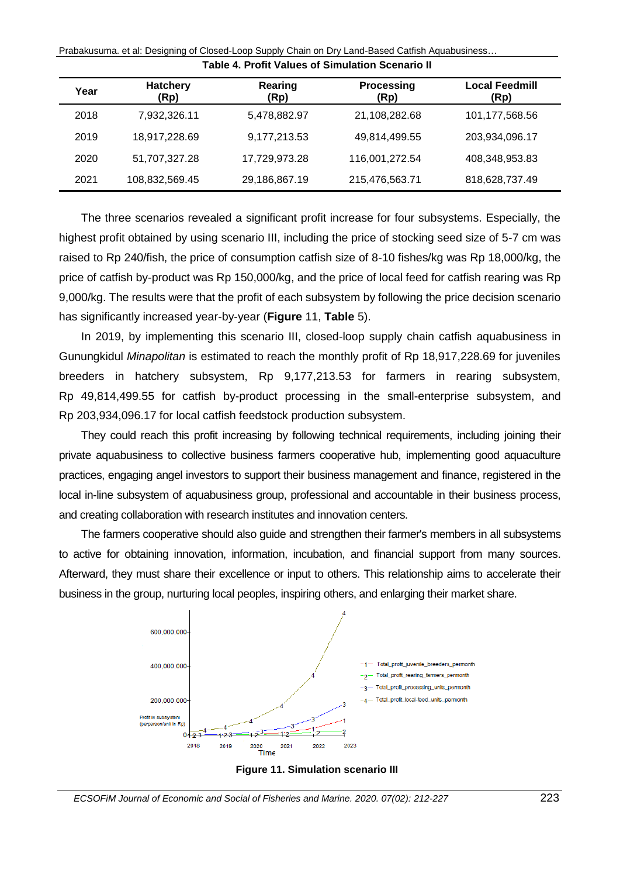**Table 4. Profit Values of Simulation Scenario II**

| Year | Hatchery (Rp) | Rearing (Rp) | Processing (Rp) | Local Feedmill (Rp) |
|---|---|---|---|---|
| 2018 | 7,932,326.11 | 5,478,882.97 | 21,108,282.68 | 101,177,568.56 |
| 2019 | 18,917,228.69 | 9,177,213.53 | 49,814,499.55 | 203,934,096.17 |
| 2020 | 51,707,327.28 | 17,729,973.28 | 116,001,272.54 | 408,348,953.83 |
| 2021 | 108,832,569.45 | 29,186,867.19 | 215,476,563.71 | 818,628,737.49 |

The three scenarios revealed a significant profit increase for four subsystems. Especially, the highest profit obtained by using scenario III, including the price of stocking seed size of 5-7 cm was raised to Rp 240/fish, the price of consumption catfish size of 8-10 fishes/kg was Rp 18,000/kg, the price of catfish by-product was Rp 150,000/kg, and the price of local feed for catfish rearing was Rp 9,000/kg. The results were that the profit of each subsystem by following the price decision scenario has significantly increased year-by-year (**Figure** 11, **Table** 5).

In 2019, by implementing this scenario III, closed-loop supply chain catfish aquabusiness in Gunungkidul *Minapolitan* is estimated to reach the monthly profit of Rp 18,917,228.69 for juveniles breeders in hatchery subsystem, Rp 9,177,213.53 for farmers in rearing subsystem, Rp 49,814,499.55 for catfish by-product processing in the small-enterprise subsystem, and Rp 203,934,096.17 for local catfish feedstock production subsystem.

They could reach this profit increasing by following technical requirements, including joining their private aquabusiness to collective business farmers cooperative hub, implementing good aquaculture practices, engaging angel investors to support their business management and finance, registered in the local in-line subsystem of aquabusiness group, professional and accountable in their business process, and creating collaboration with research institutes and innovation centers.

The farmers cooperative should also guide and strengthen their farmer's members in all subsystems to active for obtaining innovation, information, incubation, and financial support from many sources. Afterward, they must share their excellence or input to others. This relationship aims to accelerate their business in the group, nurturing local peoples, inspiring others, and enlarging their market share.

**Figure 11. Simulation scenario III**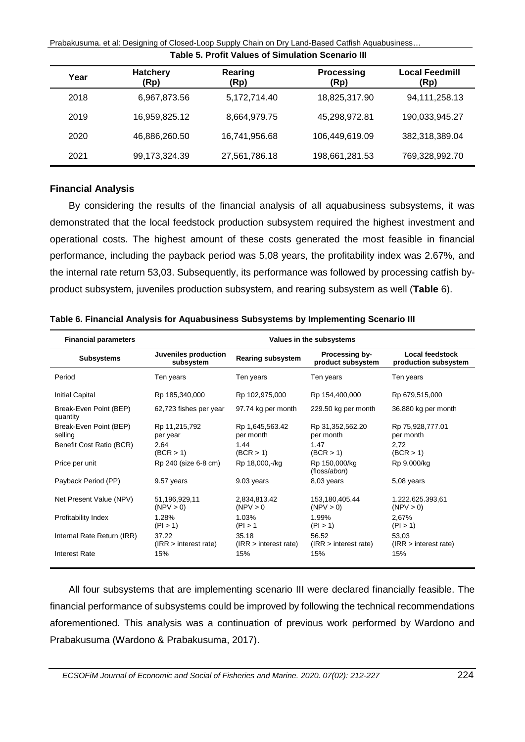**Table 5. Profit Values of Simulation Scenario III**

| Year | Hatchery (Rp) | Rearing (Rp) | Processing (Rp) | Local Feedmill (Rp) |
|---|---|---|---|---|
| 2018 | 6,967,873.56 | 5,172,714.40 | 18,825,317.90 | 94,111,258.13 |
| 2019 | 16,959,825.12 | 8,664,979.75 | 45,298,972.81 | 190,033,945.27 |
| 2020 | 46,886,260.50 | 16,741,956.68 | 106,449,619.09 | 382,318,389.04 |
| 2021 | 99,173,324.39 | 27,561,786.18 | 198,661,281.53 | 769,328,992.70 |

### Financial Analysis

By considering the results of the financial analysis of all aquabusiness subsystems, it was demonstrated that the local feedstock production subsystem required the highest investment and operational costs. The highest amount of these costs generated the most feasible in financial performance, including the payback period was 5,08 years, the profitability index was 2.67%, and the internal rate return 53,03. Subsequently, its performance was followed by processing catfish by-product subsystem, juveniles production subsystem, and rearing subsystem as well (**Table** 6).

**Table 6. Financial Analysis for Aquabusiness Subsystems by Implementing Scenario III**

| Financial parameters | Values in the subsystems | | | |
|---|---|---|---|---|
| **Subsystems** | **Juveniles production subsystem** | **Rearing subsystem** | **Processing by-product subsystem** | **Local feedstock production subsystem** |
| Period | Ten years | Ten years | Ten years | Ten years |
| Initial Capital | Rp 185,340,000 | Rp 102,975,000 | Rp 154,400,000 | Rp 679,515,000 |
| Break-Even Point (BEP) quantity | 62,723 fishes per year | 97.74 kg per month | 229.50 kg per month | 36.880 kg per month |
| Break-Even Point (BEP) selling | Rp 11,215,792 per year | Rp 1,645,563.42 per month | Rp 31,352,562.20 per month | Rp 75,928,777.01 per month |
| Benefit Cost Ratio (BCR) | 2.64 (BCR > 1) | 1.44 (BCR > 1) | 1.47 (BCR > 1) | 2,72 (BCR > 1) |
| Price per unit | Rp 240 (size 6-8 cm) | Rp 18,000,-/kg | Rp 150,000/kg (floss/*abon*) | Rp 9.000/kg |
| Payback Period (PP) | 9.57 years | 9.03 years | 8,03 years | 5,08 years |
| Net Present Value (NPV) | 51,196,929,11 (NPV > 0) | 2,834,813.42 (NPV > 0 | 153,180,405.44 (NPV > 0) | 1.222.625.393,61 (NPV > 0) |
| Profitability Index | 1.28% (PI > 1) | 1.03% (PI > 1 | 1.99% (PI > 1) | 2,67% (PI > 1) |
| Internal Rate Return (IRR) | 37.22 (IRR > interest rate) | 35.18 (IRR > interest rate) | 56.52 (IRR > interest rate) | 53,03 (IRR > interest rate) |
| Interest Rate | 15% | 15% | 15% | 15% |

All four subsystems that are implementing scenario III were declared financially feasible. The financial performance of subsystems could be improved by following the technical recommendations aforementioned. This analysis was a continuation of previous work performed by Wardono and Prabakusuma (Wardono & Prabakusuma, 2017).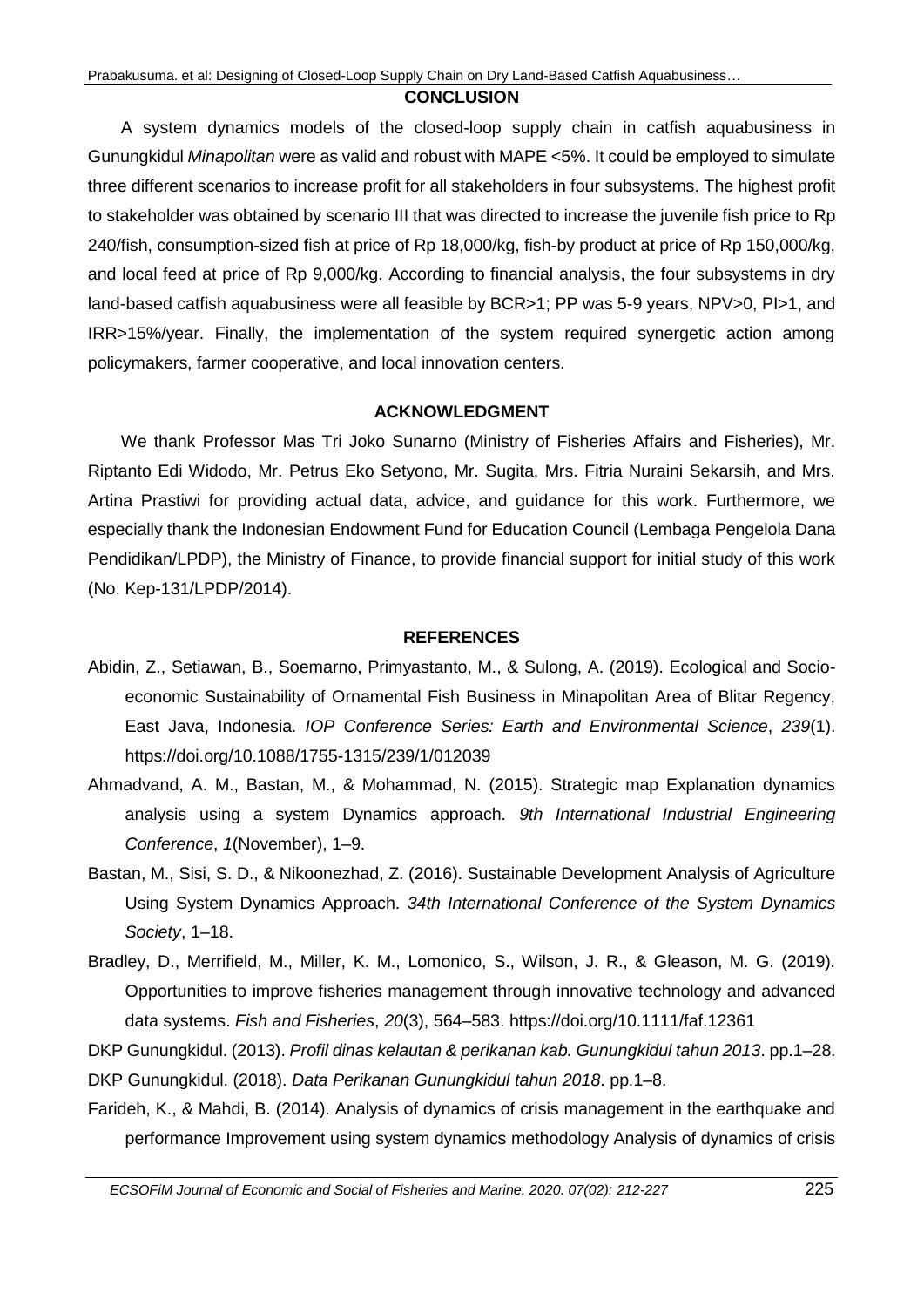## CONCLUSION

A system dynamics models of the closed-loop supply chain in catfish aquabusiness in Gunungkidul *Minapolitan* were as valid and robust with MAPE <5%. It could be employed to simulate three different scenarios to increase profit for all stakeholders in four subsystems. The highest profit to stakeholder was obtained by scenario III that was directed to increase the juvenile fish price to Rp 240/fish, consumption-sized fish at price of Rp 18,000/kg, fish-by product at price of Rp 150,000/kg, and local feed at price of Rp 9,000/kg. According to financial analysis, the four subsystems in dry land-based catfish aquabusiness were all feasible by BCR>1; PP was 5-9 years, NPV>0, PI>1, and IRR>15%/year. Finally, the implementation of the system required synergetic action among policymakers, farmer cooperative, and local innovation centers.

## ACKNOWLEDGMENT

We thank Professor Mas Tri Joko Sunarno (Ministry of Fisheries Affairs and Fisheries), Mr. Riptanto Edi Widodo, Mr. Petrus Eko Setyono, Mr. Sugita, Mrs. Fitria Nuraini Sekarsih, and Mrs. Artina Prastiwi for providing actual data, advice, and guidance for this work. Furthermore, we especially thank the Indonesian Endowment Fund for Education Council (Lembaga Pengelola Dana Pendidikan/LPDP), the Ministry of Finance, to provide financial support for initial study of this work (No. Kep-131/LPDP/2014).

## REFERENCES

Abidin, Z., Setiawan, B., Soemarno, Primyastanto, M., & Sulong, A. (2019). Ecological and Socio-economic Sustainability of Ornamental Fish Business in Minapolitan Area of Blitar Regency, East Java, Indonesia. *IOP Conference Series: Earth and Environmental Science*, *239*(1). https://doi.org/10.1088/1755-1315/239/1/012039

Ahmadvand, A. M., Bastan, M., & Mohammad, N. (2015). Strategic map Explanation dynamics analysis using a system Dynamics approach. *9th International Industrial Engineering Conference*, *1*(November), 1–9.

Bastan, M., Sisi, S. D., & Nikoonezhad, Z. (2016). Sustainable Development Analysis of Agriculture Using System Dynamics Approach. *34th International Conference of the System Dynamics Society*, 1–18.

Bradley, D., Merrifield, M., Miller, K. M., Lomonico, S., Wilson, J. R., & Gleason, M. G. (2019). Opportunities to improve fisheries management through innovative technology and advanced data systems. *Fish and Fisheries*, *20*(3), 564–583. https://doi.org/10.1111/faf.12361

DKP Gunungkidul. (2013). *Profil dinas kelautan & perikanan kab. Gunungkidul tahun 2013*. pp.1–28.

DKP Gunungkidul. (2018). *Data Perikanan Gunungkidul tahun 2018*. pp.1–8.

Farideh, K., & Mahdi, B. (2014). Analysis of dynamics of crisis management in the earthquake and performance Improvement using system dynamics methodology Analysis of dynamics of crisis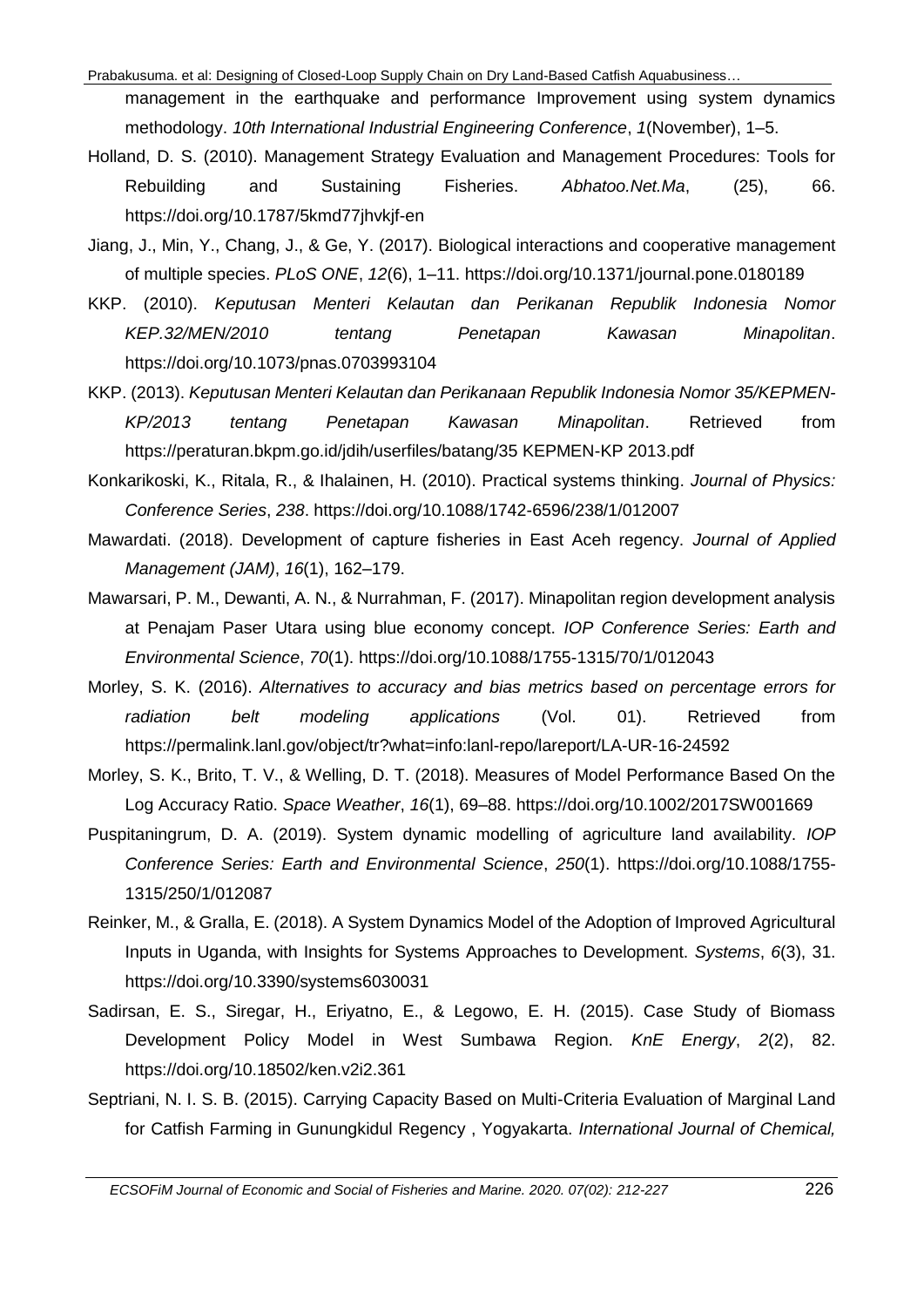management in the earthquake and performance Improvement using system dynamics methodology. *10th International Industrial Engineering Conference*, *1*(November), 1–5.

Holland, D. S. (2010). Management Strategy Evaluation and Management Procedures: Tools for Rebuilding and Sustaining Fisheries. *Abhatoo.Net.Ma*, (25), 66. https://doi.org/10.1787/5kmd77jhvkjf-en

Jiang, J., Min, Y., Chang, J., & Ge, Y. (2017). Biological interactions and cooperative management of multiple species. *PLoS ONE*, *12*(6), 1–11. https://doi.org/10.1371/journal.pone.0180189

KKP. (2010). *Keputusan Menteri Kelautan dan Perikanan Republik Indonesia Nomor KEP.32/MEN/2010 tentang Penetapan Kawasan Minapolitan*. https://doi.org/10.1073/pnas.0703993104

KKP. (2013). *Keputusan Menteri Kelautan dan Perikanaan Republik Indonesia Nomor 35/KEPMEN-KP/2013 tentang Penetapan Kawasan Minapolitan*. Retrieved from https://peraturan.bkpm.go.id/jdih/userfiles/batang/35 KEPMEN-KP 2013.pdf

Konkarikoski, K., Ritala, R., & Ihalainen, H. (2010). Practical systems thinking. *Journal of Physics: Conference Series*, *238*. https://doi.org/10.1088/1742-6596/238/1/012007

Mawardati. (2018). Development of capture fisheries in East Aceh regency. *Journal of Applied Management (JAM)*, *16*(1), 162–179.

Mawarsari, P. M., Dewanti, A. N., & Nurrahman, F. (2017). Minapolitan region development analysis at Penajam Paser Utara using blue economy concept. *IOP Conference Series: Earth and Environmental Science*, *70*(1). https://doi.org/10.1088/1755-1315/70/1/012043

Morley, S. K. (2016). *Alternatives to accuracy and bias metrics based on percentage errors for radiation belt modeling applications* (Vol. 01). Retrieved from https://permalink.lanl.gov/object/tr?what=info:lanl-repo/lareport/LA-UR-16-24592

Morley, S. K., Brito, T. V., & Welling, D. T. (2018). Measures of Model Performance Based On the Log Accuracy Ratio. *Space Weather*, *16*(1), 69–88. https://doi.org/10.1002/2017SW001669

Puspitaningrum, D. A. (2019). System dynamic modelling of agriculture land availability. *IOP Conference Series: Earth and Environmental Science*, *250*(1). https://doi.org/10.1088/1755-1315/250/1/012087

Reinker, M., & Gralla, E. (2018). A System Dynamics Model of the Adoption of Improved Agricultural Inputs in Uganda, with Insights for Systems Approaches to Development. *Systems*, *6*(3), 31. https://doi.org/10.3390/systems6030031

Sadirsan, E. S., Siregar, H., Eriyatno, E., & Legowo, E. H. (2015). Case Study of Biomass Development Policy Model in West Sumbawa Region. *KnE Energy*, *2*(2), 82. https://doi.org/10.18502/ken.v2i2.361

Septriani, N. I. S. B. (2015). Carrying Capacity Based on Multi-Criteria Evaluation of Marginal Land for Catfish Farming in Gunungkidul Regency , Yogyakarta. *International Journal of Chemical,*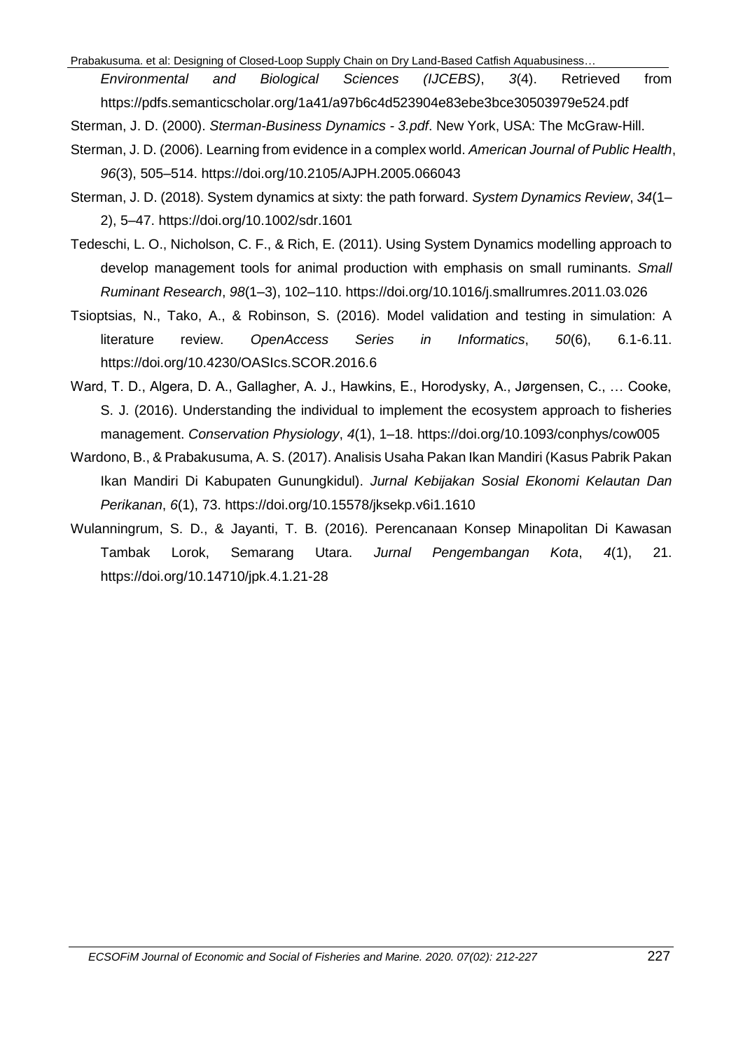*Environmental and Biological Sciences (IJCEBS)*, *3*(4). Retrieved from https://pdfs.semanticscholar.org/1a41/a97b6c4d523904e83ebe3bce30503979e524.pdf

Sterman, J. D. (2000). *Sterman-Business Dynamics - 3.pdf*. New York, USA: The McGraw-Hill.

Sterman, J. D. (2006). Learning from evidence in a complex world. *American Journal of Public Health*, *96*(3), 505–514. https://doi.org/10.2105/AJPH.2005.066043

Sterman, J. D. (2018). System dynamics at sixty: the path forward. *System Dynamics Review*, *34*(1–2), 5–47. https://doi.org/10.1002/sdr.1601

Tedeschi, L. O., Nicholson, C. F., & Rich, E. (2011). Using System Dynamics modelling approach to develop management tools for animal production with emphasis on small ruminants. *Small Ruminant Research*, *98*(1–3), 102–110. https://doi.org/10.1016/j.smallrumres.2011.03.026

Tsioptsias, N., Tako, A., & Robinson, S. (2016). Model validation and testing in simulation: A literature review. *OpenAccess Series in Informatics*, *50*(6), 6.1-6.11. https://doi.org/10.4230/OASIcs.SCOR.2016.6

Ward, T. D., Algera, D. A., Gallagher, A. J., Hawkins, E., Horodysky, A., Jørgensen, C., … Cooke, S. J. (2016). Understanding the individual to implement the ecosystem approach to fisheries management. *Conservation Physiology*, *4*(1), 1–18. https://doi.org/10.1093/conphys/cow005

Wardono, B., & Prabakusuma, A. S. (2017). Analisis Usaha Pakan Ikan Mandiri (Kasus Pabrik Pakan Ikan Mandiri Di Kabupaten Gunungkidul). *Jurnal Kebijakan Sosial Ekonomi Kelautan Dan Perikanan*, *6*(1), 73. https://doi.org/10.15578/jksekp.v6i1.1610

Wulanningrum, S. D., & Jayanti, T. B. (2016). Perencanaan Konsep Minapolitan Di Kawasan Tambak Lorok, Semarang Utara. *Jurnal Pengembangan Kota*, *4*(1), 21. https://doi.org/10.14710/jpk.4.1.21-28